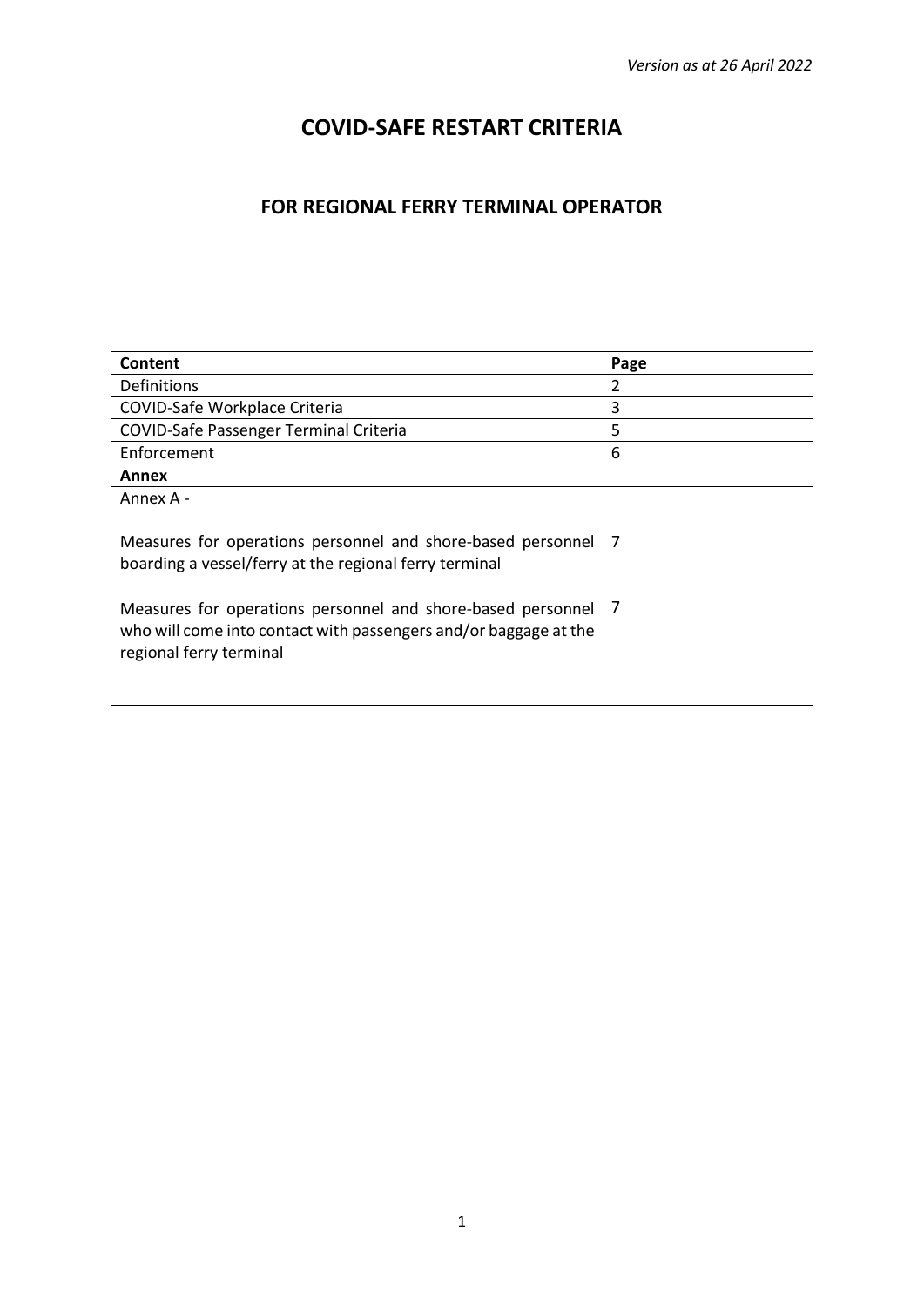*Version as at 26 April 2022*

# COVID-SAFE RESTART CRITERIA

## FOR REGIONAL FERRY TERMINAL OPERATOR

| Content | Page |
|---|---|
| Definitions | 2 |
| COVID-Safe Workplace Criteria | 3 |
| COVID-Safe Passenger Terminal Criteria | 5 |
| Enforcement | 6 |
| **Annex** | |
| Annex A - | |
| Measures for operations personnel and shore-based personnel boarding a vessel/ferry at the regional ferry terminal | 7 |
| Measures for operations personnel and shore-based personnel who will come into contact with passengers and/or baggage at the regional ferry terminal | 7 |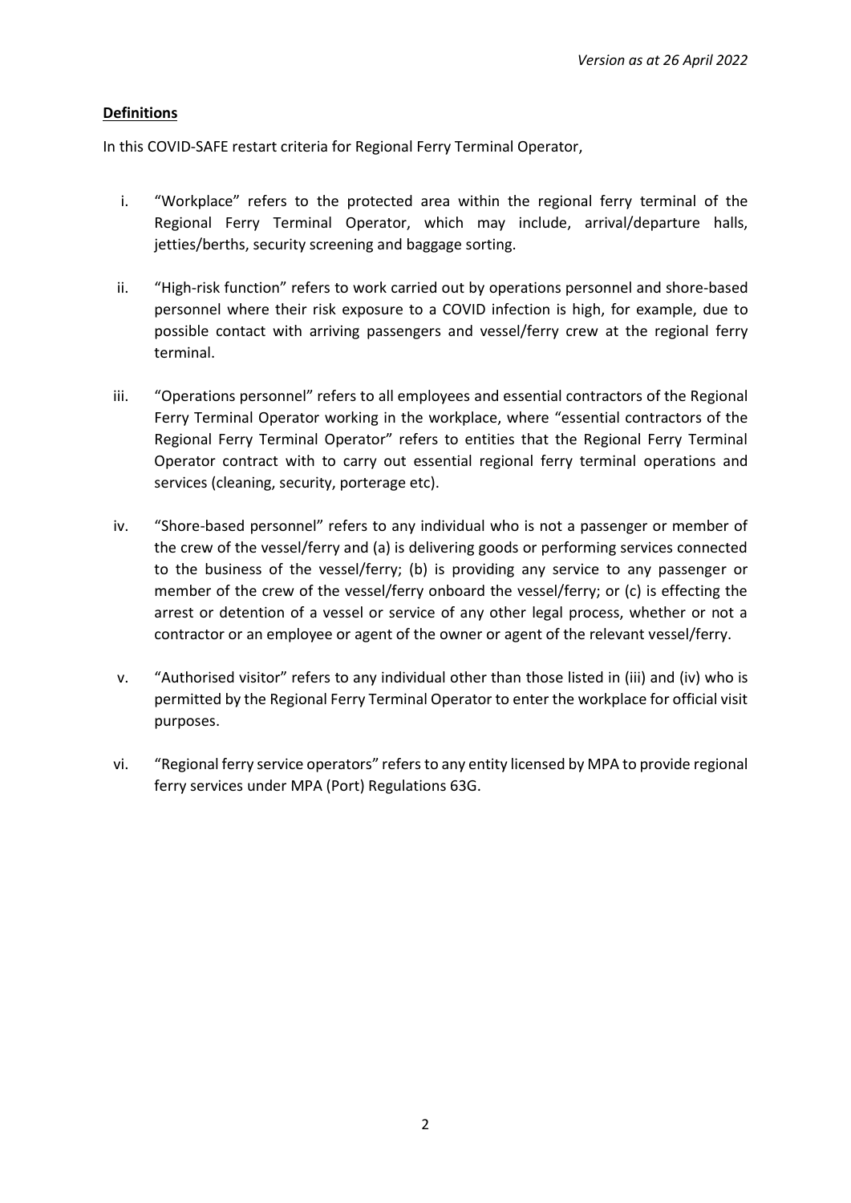*Version as at 26 April 2022*

**Definitions**

In this COVID-SAFE restart criteria for Regional Ferry Terminal Operator,

i. "Workplace" refers to the protected area within the regional ferry terminal of the Regional Ferry Terminal Operator, which may include, arrival/departure halls, jetties/berths, security screening and baggage sorting.

ii. "High-risk function" refers to work carried out by operations personnel and shore-based personnel where their risk exposure to a COVID infection is high, for example, due to possible contact with arriving passengers and vessel/ferry crew at the regional ferry terminal.

iii. "Operations personnel" refers to all employees and essential contractors of the Regional Ferry Terminal Operator working in the workplace, where "essential contractors of the Regional Ferry Terminal Operator" refers to entities that the Regional Ferry Terminal Operator contract with to carry out essential regional ferry terminal operations and services (cleaning, security, porterage etc).

iv. "Shore-based personnel" refers to any individual who is not a passenger or member of the crew of the vessel/ferry and (a) is delivering goods or performing services connected to the business of the vessel/ferry; (b) is providing any service to any passenger or member of the crew of the vessel/ferry onboard the vessel/ferry; or (c) is effecting the arrest or detention of a vessel or service of any other legal process, whether or not a contractor or an employee or agent of the owner or agent of the relevant vessel/ferry.

v. "Authorised visitor" refers to any individual other than those listed in (iii) and (iv) who is permitted by the Regional Ferry Terminal Operator to enter the workplace for official visit purposes.

vi. "Regional ferry service operators" refers to any entity licensed by MPA to provide regional ferry services under MPA (Port) Regulations 63G.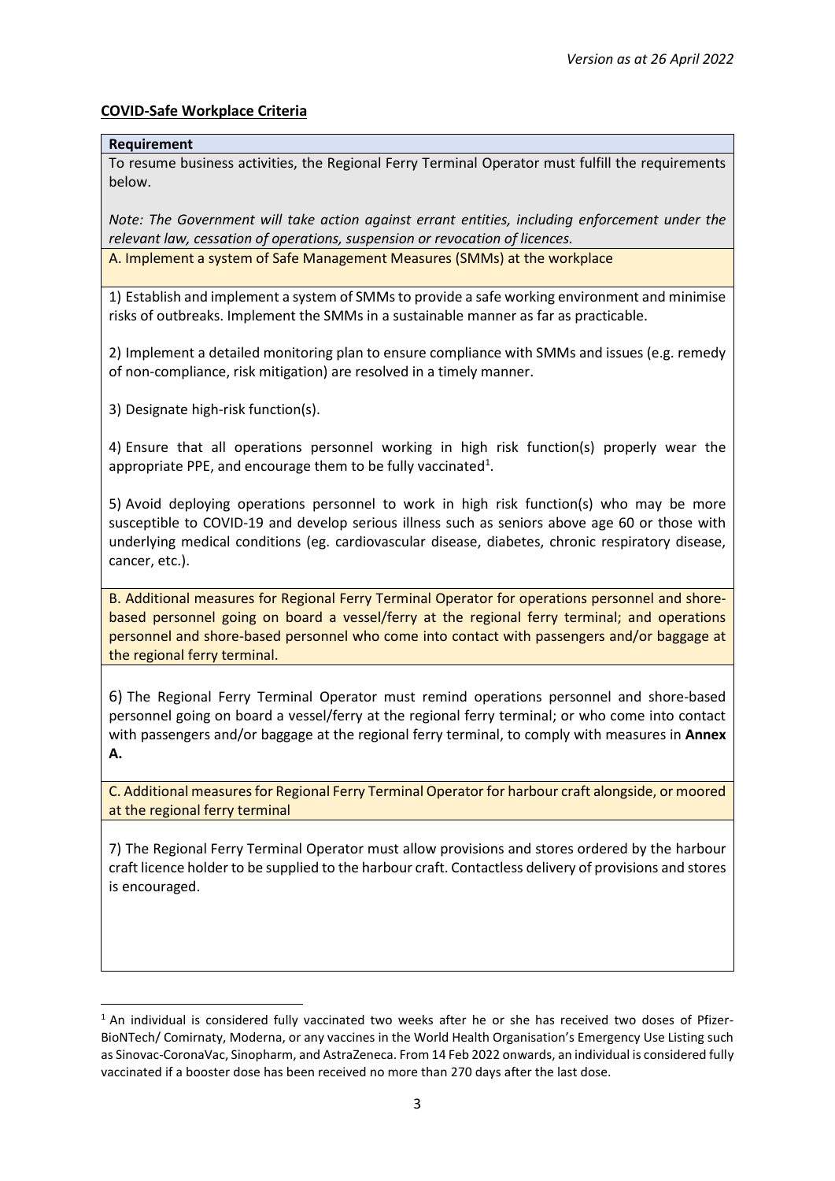## COVID-Safe Workplace Criteria

| Requirement |
| --- |
| To resume business activities, the Regional Ferry Terminal Operator must fulfill the requirements below.<br><br>*Note: The Government will take action against errant entities, including enforcement under the relevant law, cessation of operations, suspension or revocation of licences.* |
| A. Implement a system of Safe Management Measures (SMMs) at the workplace |
| 1) Establish and implement a system of SMMs to provide a safe working environment and minimise risks of outbreaks. Implement the SMMs in a sustainable manner as far as practicable.<br><br>2) Implement a detailed monitoring plan to ensure compliance with SMMs and issues (e.g. remedy of non-compliance, risk mitigation) are resolved in a timely manner.<br><br>3) Designate high-risk function(s).<br><br>4) Ensure that all operations personnel working in high risk function(s) properly wear the appropriate PPE, and encourage them to be fully vaccinated[1].<br><br>5) Avoid deploying operations personnel to work in high risk function(s) who may be more susceptible to COVID-19 and develop serious illness such as seniors above age 60 or those with underlying medical conditions (eg. cardiovascular disease, diabetes, chronic respiratory disease, cancer, etc.). |
| B. Additional measures for Regional Ferry Terminal Operator for operations personnel and shore-based personnel going on board a vessel/ferry at the regional ferry terminal; and operations personnel and shore-based personnel who come into contact with passengers and/or baggage at the regional ferry terminal. |
| 6) The Regional Ferry Terminal Operator must remind operations personnel and shore-based personnel going on board a vessel/ferry at the regional ferry terminal; or who come into contact with passengers and/or baggage at the regional ferry terminal, to comply with measures in **Annex A.** |
| C. Additional measures for Regional Ferry Terminal Operator for harbour craft alongside, or moored at the regional ferry terminal |
| 7) The Regional Ferry Terminal Operator must allow provisions and stores ordered by the harbour craft licence holder to be supplied to the harbour craft. Contactless delivery of provisions and stores is encouraged. |

[1] An individual is considered fully vaccinated two weeks after he or she has received two doses of Pfizer-BioNTech/ Comirnaty, Moderna, or any vaccines in the World Health Organisation's Emergency Use Listing such as Sinovac-CoronaVac, Sinopharm, and AstraZeneca. From 14 Feb 2022 onwards, an individual is considered fully vaccinated if a booster dose has been received no more than 270 days after the last dose.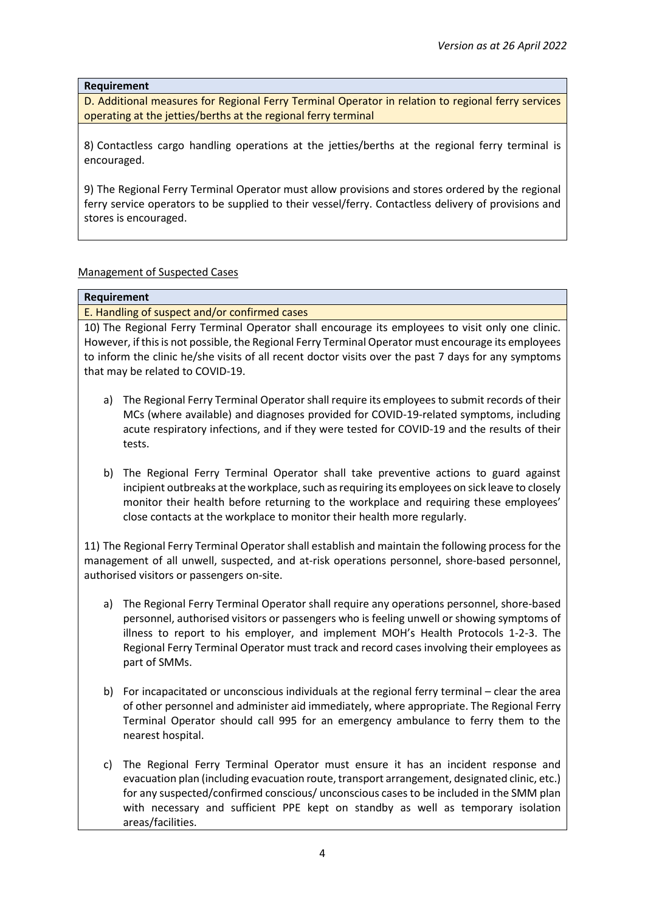*Version as at 26 April 2022*

| **Requirement** |
| --- |
| D. Additional measures for Regional Ferry Terminal Operator in relation to regional ferry services operating at the jetties/berths at the regional ferry terminal |
| 8) Contactless cargo handling operations at the jetties/berths at the regional ferry terminal is encouraged.<br><br>9) The Regional Ferry Terminal Operator must allow provisions and stores ordered by the regional ferry service operators to be supplied to their vessel/ferry. Contactless delivery of provisions and stores is encouraged. |

Management of Suspected Cases

| **Requirement** |
| --- |
| E. Handling of suspect and/or confirmed cases |
| 10) The Regional Ferry Terminal Operator shall encourage its employees to visit only one clinic. However, if this is not possible, the Regional Ferry Terminal Operator must encourage its employees to inform the clinic he/she visits of all recent doctor visits over the past 7 days for any symptoms that may be related to COVID-19.<br><br>a) The Regional Ferry Terminal Operator shall require its employees to submit records of their MCs (where available) and diagnoses provided for COVID-19-related symptoms, including acute respiratory infections, and if they were tested for COVID-19 and the results of their tests.<br><br>b) The Regional Ferry Terminal Operator shall take preventive actions to guard against incipient outbreaks at the workplace, such as requiring its employees on sick leave to closely monitor their health before returning to the workplace and requiring these employees' close contacts at the workplace to monitor their health more regularly.<br><br>11) The Regional Ferry Terminal Operator shall establish and maintain the following process for the management of all unwell, suspected, and at-risk operations personnel, shore-based personnel, authorised visitors or passengers on-site.<br><br>a) The Regional Ferry Terminal Operator shall require any operations personnel, shore-based personnel, authorised visitors or passengers who is feeling unwell or showing symptoms of illness to report to his employer, and implement MOH's Health Protocols 1-2-3. The Regional Ferry Terminal Operator must track and record cases involving their employees as part of SMMs.<br><br>b) For incapacitated or unconscious individuals at the regional ferry terminal – clear the area of other personnel and administer aid immediately, where appropriate. The Regional Ferry Terminal Operator should call 995 for an emergency ambulance to ferry them to the nearest hospital.<br><br>c) The Regional Ferry Terminal Operator must ensure it has an incident response and evacuation plan (including evacuation route, transport arrangement, designated clinic, etc.) for any suspected/confirmed conscious/ unconscious cases to be included in the SMM plan with necessary and sufficient PPE kept on standby as well as temporary isolation areas/facilities. |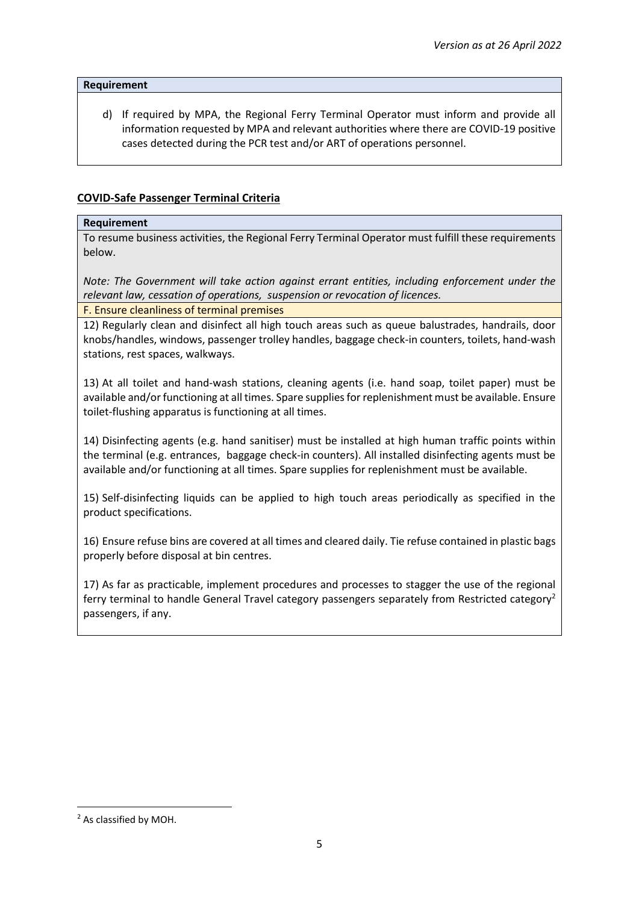**Requirement**

d) If required by MPA, the Regional Ferry Terminal Operator must inform and provide all information requested by MPA and relevant authorities where there are COVID-19 positive cases detected during the PCR test and/or ART of operations personnel.

**COVID-Safe Passenger Terminal Criteria**

**Requirement**

To resume business activities, the Regional Ferry Terminal Operator must fulfill these requirements below.

*Note: The Government will take action against errant entities, including enforcement under the relevant law, cessation of operations, suspension or revocation of licences.*

F. Ensure cleanliness of terminal premises

12) Regularly clean and disinfect all high touch areas such as queue balustrades, handrails, door knobs/handles, windows, passenger trolley handles, baggage check-in counters, toilets, hand-wash stations, rest spaces, walkways.

13) At all toilet and hand-wash stations, cleaning agents (i.e. hand soap, toilet paper) must be available and/or functioning at all times. Spare supplies for replenishment must be available. Ensure toilet-flushing apparatus is functioning at all times.

14) Disinfecting agents (e.g. hand sanitiser) must be installed at high human traffic points within the terminal (e.g. entrances, baggage check-in counters). All installed disinfecting agents must be available and/or functioning at all times. Spare supplies for replenishment must be available.

15) Self-disinfecting liquids can be applied to high touch areas periodically as specified in the product specifications.

16) Ensure refuse bins are covered at all times and cleared daily. Tie refuse contained in plastic bags properly before disposal at bin centres.

17) As far as practicable, implement procedures and processes to stagger the use of the regional ferry terminal to handle General Travel category passengers separately from Restricted category[2] passengers, if any.

[2] As classified by MOH.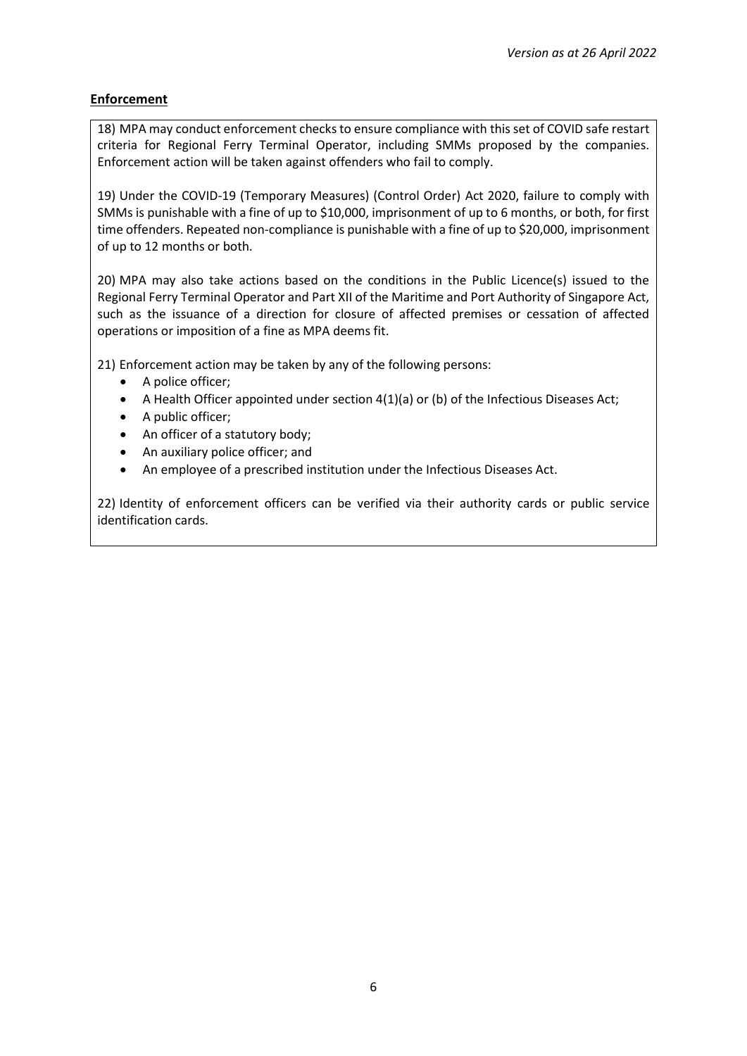**Enforcement**

18) MPA may conduct enforcement checks to ensure compliance with this set of COVID safe restart criteria for Regional Ferry Terminal Operator, including SMMs proposed by the companies. Enforcement action will be taken against offenders who fail to comply.

19) Under the COVID-19 (Temporary Measures) (Control Order) Act 2020, failure to comply with SMMs is punishable with a fine of up to $10,000, imprisonment of up to 6 months, or both, for first time offenders. Repeated non-compliance is punishable with a fine of up to $20,000, imprisonment of up to 12 months or both.

20) MPA may also take actions based on the conditions in the Public Licence(s) issued to the Regional Ferry Terminal Operator and Part XII of the Maritime and Port Authority of Singapore Act, such as the issuance of a direction for closure of affected premises or cessation of affected operations or imposition of a fine as MPA deems fit.

21) Enforcement action may be taken by any of the following persons:

- A police officer;
- A Health Officer appointed under section 4(1)(a) or (b) of the Infectious Diseases Act;
- A public officer;
- An officer of a statutory body;
- An auxiliary police officer; and
- An employee of a prescribed institution under the Infectious Diseases Act.

22) Identity of enforcement officers can be verified via their authority cards or public service identification cards.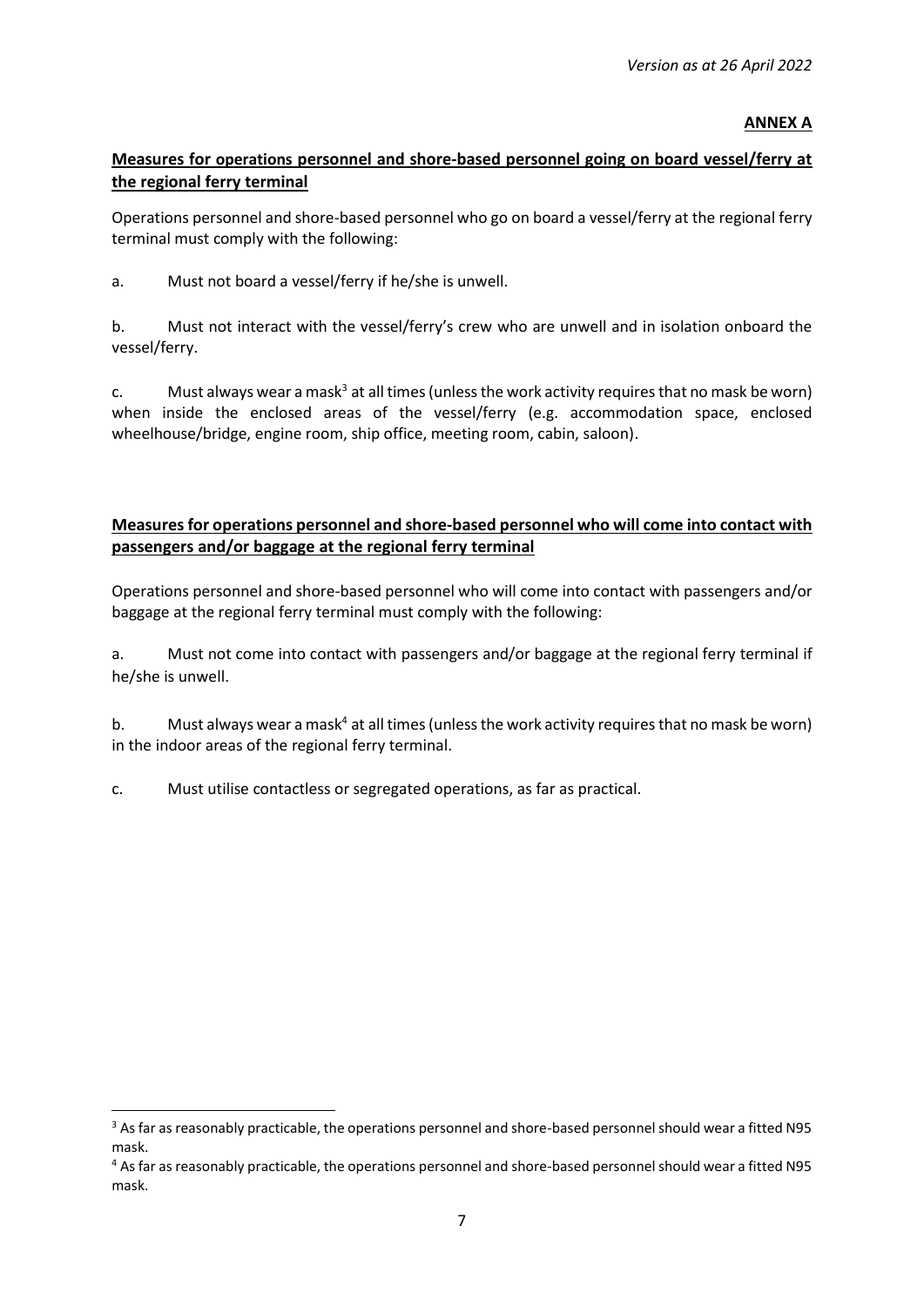*Version as at 26 April 2022*

**ANNEX A**

**Measures for operations personnel and shore-based personnel going on board vessel/ferry at the regional ferry terminal**

Operations personnel and shore-based personnel who go on board a vessel/ferry at the regional ferry terminal must comply with the following:

a. Must not board a vessel/ferry if he/she is unwell.

b. Must not interact with the vessel/ferry's crew who are unwell and in isolation onboard the vessel/ferry.

c. Must always wear a mask[3] at all times (unless the work activity requires that no mask be worn) when inside the enclosed areas of the vessel/ferry (e.g. accommodation space, enclosed wheelhouse/bridge, engine room, ship office, meeting room, cabin, saloon).

**Measures for operations personnel and shore-based personnel who will come into contact with passengers and/or baggage at the regional ferry terminal**

Operations personnel and shore-based personnel who will come into contact with passengers and/or baggage at the regional ferry terminal must comply with the following:

a. Must not come into contact with passengers and/or baggage at the regional ferry terminal if he/she is unwell.

b. Must always wear a mask[4] at all times (unless the work activity requires that no mask be worn) in the indoor areas of the regional ferry terminal.

c. Must utilise contactless or segregated operations, as far as practical.

---

[3] As far as reasonably practicable, the operations personnel and shore-based personnel should wear a fitted N95 mask.

[4] As far as reasonably practicable, the operations personnel and shore-based personnel should wear a fitted N95 mask.